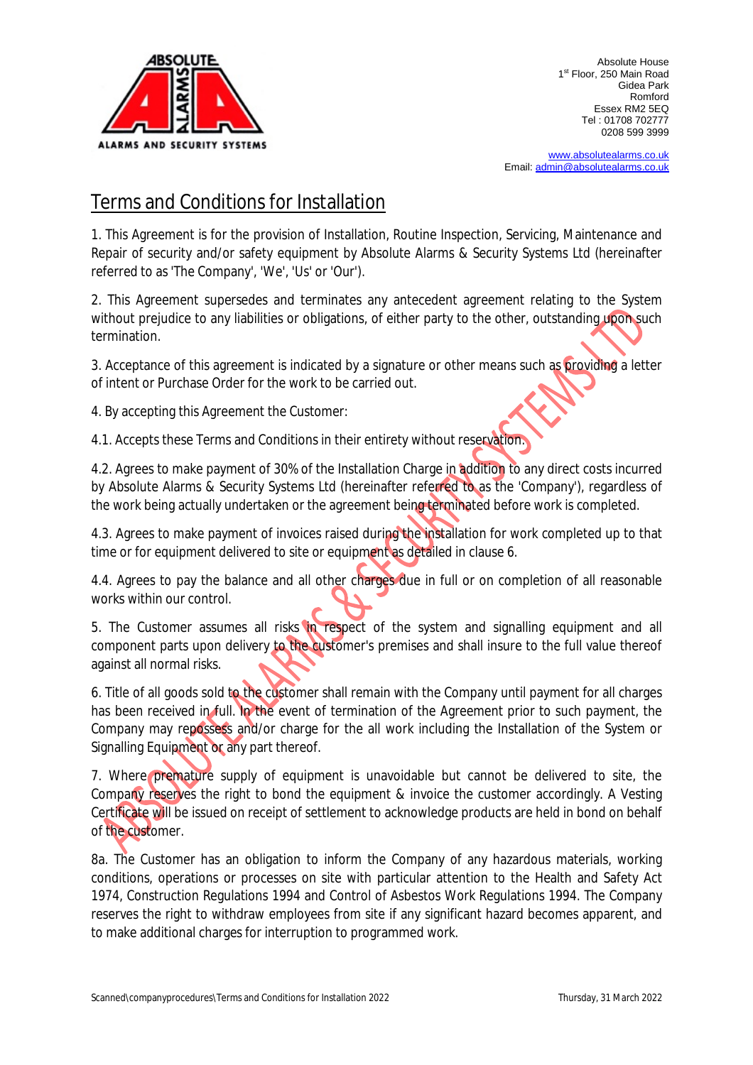Absolute House
1st Floor, 250 Main Road
Gidea Park
Romford
Essex RM2 5EQ
Tel : 01708 702777
0208 599 3999

www.absolutealarms.co.uk
Email: admin@absolutealarms.co.uk

# Terms and Conditions for Installation

1. This Agreement is for the provision of Installation, Routine Inspection, Servicing, Maintenance and Repair of security and/or safety equipment by Absolute Alarms & Security Systems Ltd (hereinafter referred to as 'The Company', 'We', 'Us' or 'Our').

2. This Agreement supersedes and terminates any antecedent agreement relating to the System without prejudice to any liabilities or obligations, of either party to the other, outstanding upon such termination.

3. Acceptance of this agreement is indicated by a signature or other means such as providing a letter of intent or Purchase Order for the work to be carried out.

4. By accepting this Agreement the Customer:

4.1. Accepts these Terms and Conditions in their entirety without reservation.

4.2. Agrees to make payment of 30% of the Installation Charge in addition to any direct costs incurred by Absolute Alarms & Security Systems Ltd (hereinafter referred to as the 'Company'), regardless of the work being actually undertaken or the agreement being terminated before work is completed.

4.3. Agrees to make payment of invoices raised during the installation for work completed up to that time or for equipment delivered to site or equipment as detailed in clause 6.

4.4. Agrees to pay the balance and all other charges due in full or on completion of all reasonable works within our control.

5. The Customer assumes all risks in respect of the system and signalling equipment and all component parts upon delivery to the customer's premises and shall insure to the full value thereof against all normal risks.

6. Title of all goods sold to the customer shall remain with the Company until payment for all charges has been received in full. In the event of termination of the Agreement prior to such payment, the Company may repossess and/or charge for the all work including the Installation of the System or Signalling Equipment or any part thereof.

7. Where premature supply of equipment is unavoidable but cannot be delivered to site, the Company reserves the right to bond the equipment & invoice the customer accordingly. A Vesting Certificate will be issued on receipt of settlement to acknowledge products are held in bond on behalf of the customer.

8a. The Customer has an obligation to inform the Company of any hazardous materials, working conditions, operations or processes on site with particular attention to the Health and Safety Act 1974, Construction Regulations 1994 and Control of Asbestos Work Regulations 1994. The Company reserves the right to withdraw employees from site if any significant hazard becomes apparent, and to make additional charges for interruption to programmed work.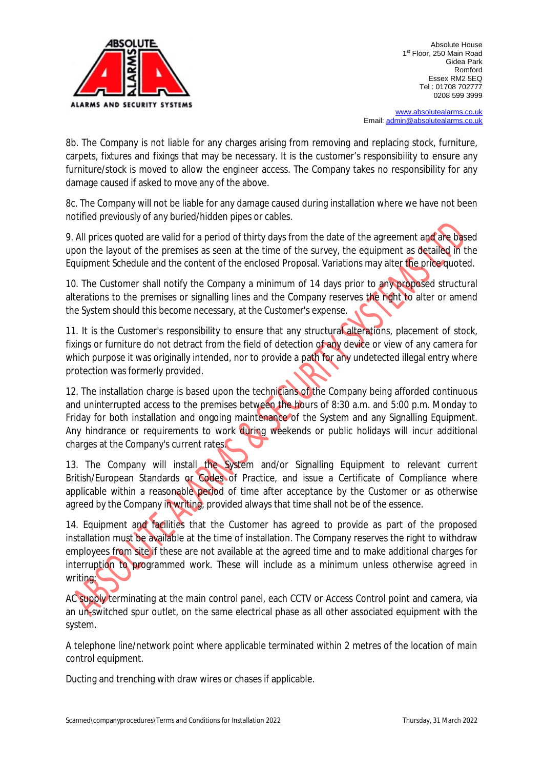8b. The Company is not liable for any charges arising from removing and replacing stock, furniture, carpets, fixtures and fixings that may be necessary. It is the customer's responsibility to ensure any furniture/stock is moved to allow the engineer access. The Company takes no responsibility for any damage caused if asked to move any of the above.

8c. The Company will not be liable for any damage caused during installation where we have not been notified previously of any buried/hidden pipes or cables.

9. All prices quoted are valid for a period of thirty days from the date of the agreement and are based upon the layout of the premises as seen at the time of the survey, the equipment as detailed in the Equipment Schedule and the content of the enclosed Proposal. Variations may alter the price quoted.

10. The Customer shall notify the Company a minimum of 14 days prior to any proposed structural alterations to the premises or signalling lines and the Company reserves the right to alter or amend the System should this become necessary, at the Customer's expense.

11. It is the Customer's responsibility to ensure that any structural alterations, placement of stock, fixings or furniture do not detract from the field of detection of any device or view of any camera for which purpose it was originally intended, nor to provide a path for any undetected illegal entry where protection was formerly provided.

12. The installation charge is based upon the technicians of the Company being afforded continuous and uninterrupted access to the premises between the hours of 8:30 a.m. and 5:00 p.m. Monday to Friday for both installation and ongoing maintenance of the System and any Signalling Equipment. Any hindrance or requirements to work during weekends or public holidays will incur additional charges at the Company's current rates.

13. The Company will install the System and/or Signalling Equipment to relevant current British/European Standards or Codes of Practice, and issue a Certificate of Compliance where applicable within a reasonable period of time after acceptance by the Customer or as otherwise agreed by the Company in writing, provided always that time shall not be of the essence.

14. Equipment and facilities that the Customer has agreed to provide as part of the proposed installation must be available at the time of installation. The Company reserves the right to withdraw employees from site if these are not available at the agreed time and to make additional charges for interruption to programmed work. These will include as a minimum unless otherwise agreed in writing:

AC supply terminating at the main control panel, each CCTV or Access Control point and camera, via an un-switched spur outlet, on the same electrical phase as all other associated equipment with the system.

A telephone line/network point where applicable terminated within 2 metres of the location of main control equipment.

Ducting and trenching with draw wires or chases if applicable.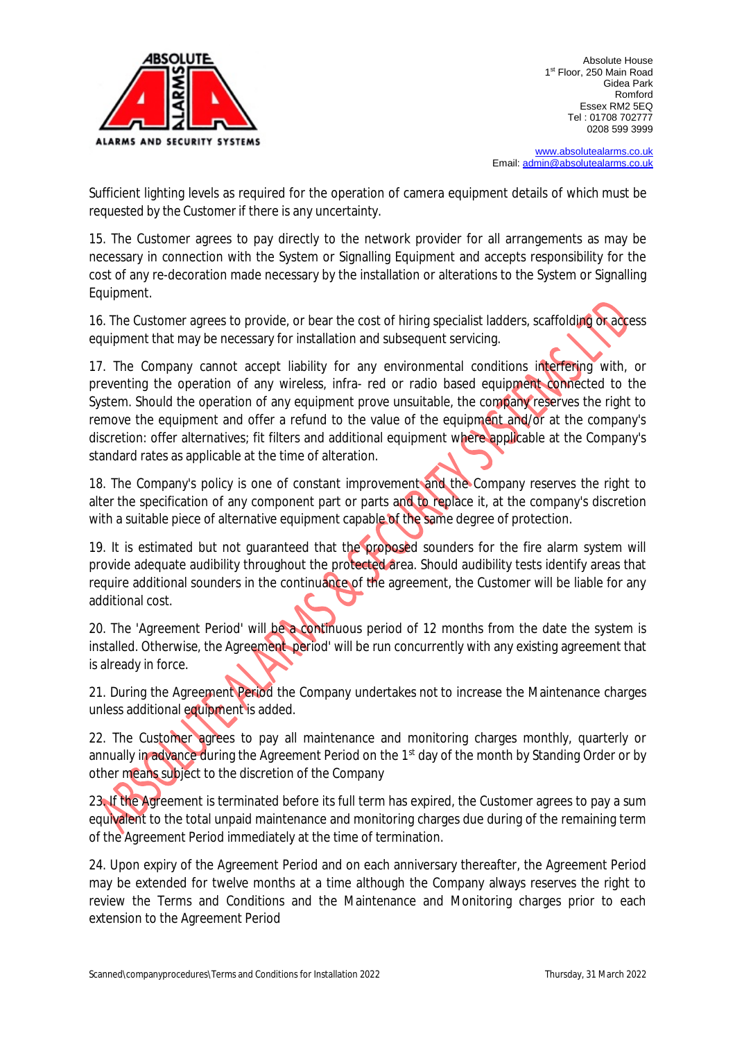Sufficient lighting levels as required for the operation of camera equipment details of which must be requested by the Customer if there is any uncertainty.

15. The Customer agrees to pay directly to the network provider for all arrangements as may be necessary in connection with the System or Signalling Equipment and accepts responsibility for the cost of any re-decoration made necessary by the installation or alterations to the System or Signalling Equipment.

16. The Customer agrees to provide, or bear the cost of hiring specialist ladders, scaffolding or access equipment that may be necessary for installation and subsequent servicing.

17. The Company cannot accept liability for any environmental conditions interfering with, or preventing the operation of any wireless, infra- red or radio based equipment connected to the System. Should the operation of any equipment prove unsuitable, the company reserves the right to remove the equipment and offer a refund to the value of the equipment and/or at the company's discretion: offer alternatives; fit filters and additional equipment where applicable at the Company's standard rates as applicable at the time of alteration.

18. The Company's policy is one of constant improvement and the Company reserves the right to alter the specification of any component part or parts and to replace it, at the company's discretion with a suitable piece of alternative equipment capable of the same degree of protection.

19. It is estimated but not guaranteed that the proposed sounders for the fire alarm system will provide adequate audibility throughout the protected area. Should audibility tests identify areas that require additional sounders in the continuance of the agreement, the Customer will be liable for any additional cost.

20. The 'Agreement Period' will be a continuous period of 12 months from the date the system is installed. Otherwise, the Agreement period' will be run concurrently with any existing agreement that is already in force.

21. During the Agreement Period the Company undertakes not to increase the Maintenance charges unless additional equipment is added.

22. The Customer agrees to pay all maintenance and monitoring charges monthly, quarterly or annually in advance during the Agreement Period on the 1st day of the month by Standing Order or by other means subject to the discretion of the Company

23. If the Agreement is terminated before its full term has expired, the Customer agrees to pay a sum equivalent to the total unpaid maintenance and monitoring charges due during of the remaining term of the Agreement Period immediately at the time of termination.

24. Upon expiry of the Agreement Period and on each anniversary thereafter, the Agreement Period may be extended for twelve months at a time although the Company always reserves the right to review the Terms and Conditions and the Maintenance and Monitoring charges prior to each extension to the Agreement Period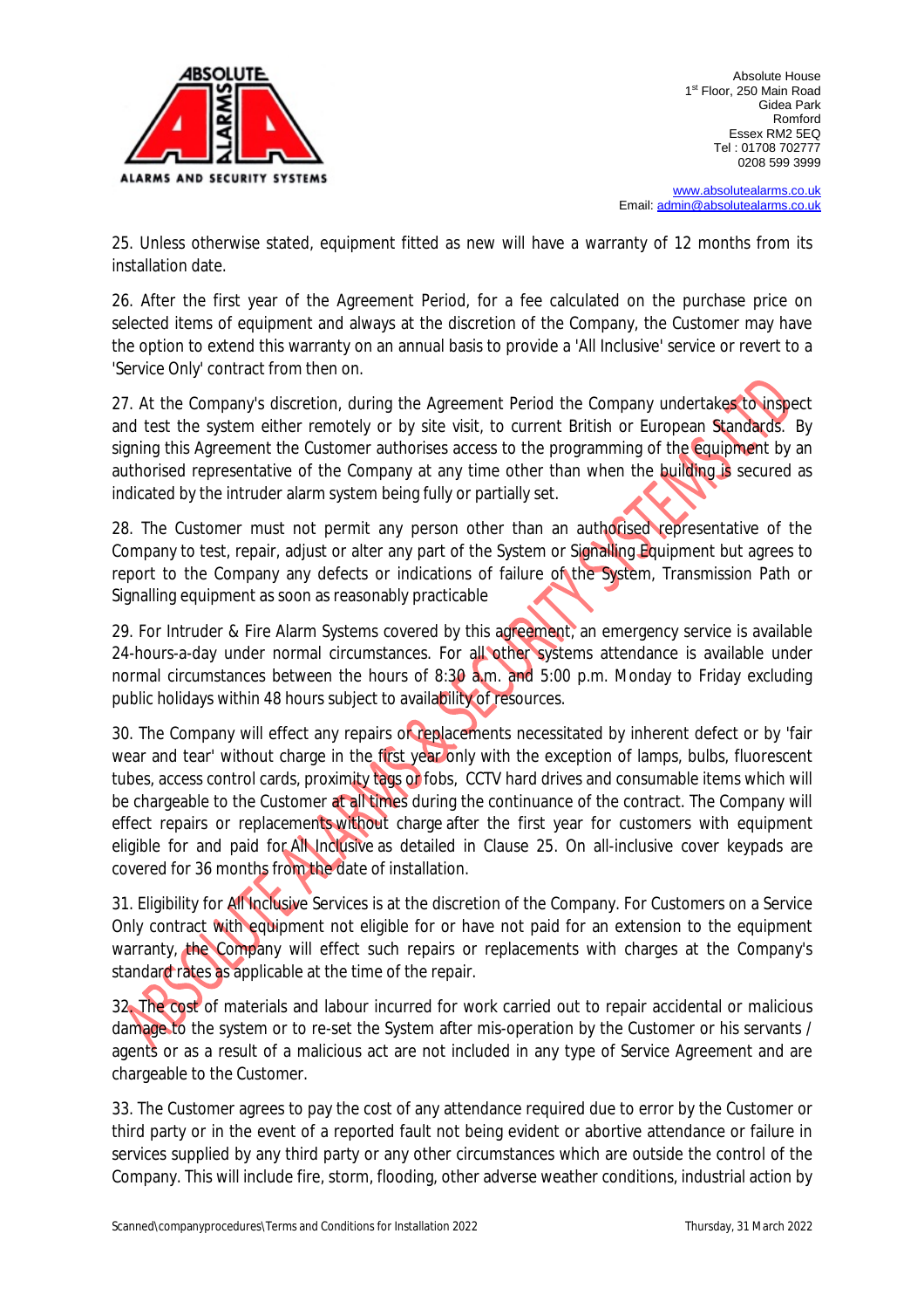25. Unless otherwise stated, equipment fitted as new will have a warranty of 12 months from its installation date.

26. After the first year of the Agreement Period, for a fee calculated on the purchase price on selected items of equipment and always at the discretion of the Company, the Customer may have the option to extend this warranty on an annual basis to provide a 'All Inclusive' service or revert to a 'Service Only' contract from then on.

27. At the Company's discretion, during the Agreement Period the Company undertakes to inspect and test the system either remotely or by site visit, to current British or European Standards. By signing this Agreement the Customer authorises access to the programming of the equipment by an authorised representative of the Company at any time other than when the building is secured as indicated by the intruder alarm system being fully or partially set.

28. The Customer must not permit any person other than an authorised representative of the Company to test, repair, adjust or alter any part of the System or Signalling Equipment but agrees to report to the Company any defects or indications of failure of the System, Transmission Path or Signalling equipment as soon as reasonably practicable

29. For Intruder & Fire Alarm Systems covered by this agreement, an emergency service is available 24-hours-a-day under normal circumstances. For all other systems attendance is available under normal circumstances between the hours of 8:30 a.m. and 5:00 p.m. Monday to Friday excluding public holidays within 48 hours subject to availability of resources.

30. The Company will effect any repairs or replacements necessitated by inherent defect or by 'fair wear and tear' without charge in the first year only with the exception of lamps, bulbs, fluorescent tubes, access control cards, proximity tags or fobs, CCTV hard drives and consumable items which will be chargeable to the Customer at all times during the continuance of the contract. The Company will effect repairs or replacements without charge after the first year for customers with equipment eligible for and paid for All Inclusive as detailed in Clause 25. On all-inclusive cover keypads are covered for 36 months from the date of installation.

31. Eligibility for All Inclusive Services is at the discretion of the Company. For Customers on a Service Only contract with equipment not eligible for or have not paid for an extension to the equipment warranty, the Company will effect such repairs or replacements with charges at the Company's standard rates as applicable at the time of the repair.

32. The cost of materials and labour incurred for work carried out to repair accidental or malicious damage to the system or to re-set the System after mis-operation by the Customer or his servants / agents or as a result of a malicious act are not included in any type of Service Agreement and are chargeable to the Customer.

33. The Customer agrees to pay the cost of any attendance required due to error by the Customer or third party or in the event of a reported fault not being evident or abortive attendance or failure in services supplied by any third party or any other circumstances which are outside the control of the Company. This will include fire, storm, flooding, other adverse weather conditions, industrial action by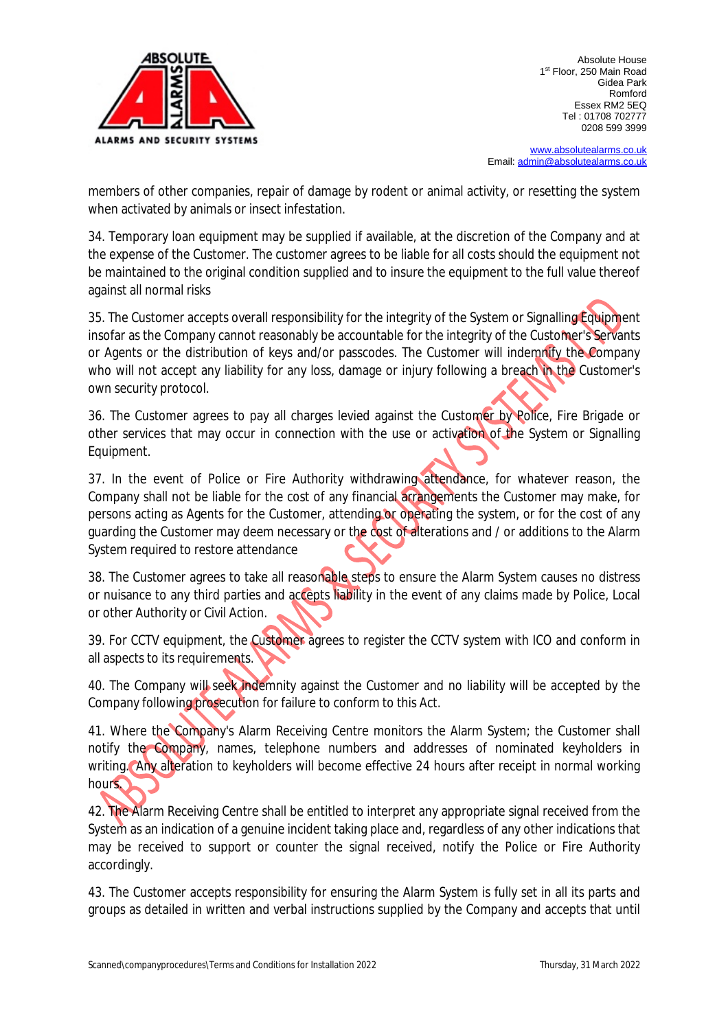members of other companies, repair of damage by rodent or animal activity, or resetting the system when activated by animals or insect infestation.

34. Temporary loan equipment may be supplied if available, at the discretion of the Company and at the expense of the Customer. The customer agrees to be liable for all costs should the equipment not be maintained to the original condition supplied and to insure the equipment to the full value thereof against all normal risks

35. The Customer accepts overall responsibility for the integrity of the System or Signalling Equipment insofar as the Company cannot reasonably be accountable for the integrity of the Customer's Servants or Agents or the distribution of keys and/or passcodes. The Customer will indemnify the Company who will not accept any liability for any loss, damage or injury following a breach in the Customer's own security protocol.

36. The Customer agrees to pay all charges levied against the Customer by Police, Fire Brigade or other services that may occur in connection with the use or activation of the System or Signalling Equipment.

37. In the event of Police or Fire Authority withdrawing attendance, for whatever reason, the Company shall not be liable for the cost of any financial arrangements the Customer may make, for persons acting as Agents for the Customer, attending or operating the system, or for the cost of any guarding the Customer may deem necessary or the cost of alterations and / or additions to the Alarm System required to restore attendance

38. The Customer agrees to take all reasonable steps to ensure the Alarm System causes no distress or nuisance to any third parties and accepts liability in the event of any claims made by Police, Local or other Authority or Civil Action.

39. For CCTV equipment, the Customer agrees to register the CCTV system with ICO and conform in all aspects to its requirements.

40. The Company will seek indemnity against the Customer and no liability will be accepted by the Company following prosecution for failure to conform to this Act.

41. Where the Company's Alarm Receiving Centre monitors the Alarm System; the Customer shall notify the Company, names, telephone numbers and addresses of nominated keyholders in writing. Any alteration to keyholders will become effective 24 hours after receipt in normal working hours.

42. The Alarm Receiving Centre shall be entitled to interpret any appropriate signal received from the System as an indication of a genuine incident taking place and, regardless of any other indications that may be received to support or counter the signal received, notify the Police or Fire Authority accordingly.

43. The Customer accepts responsibility for ensuring the Alarm System is fully set in all its parts and groups as detailed in written and verbal instructions supplied by the Company and accepts that until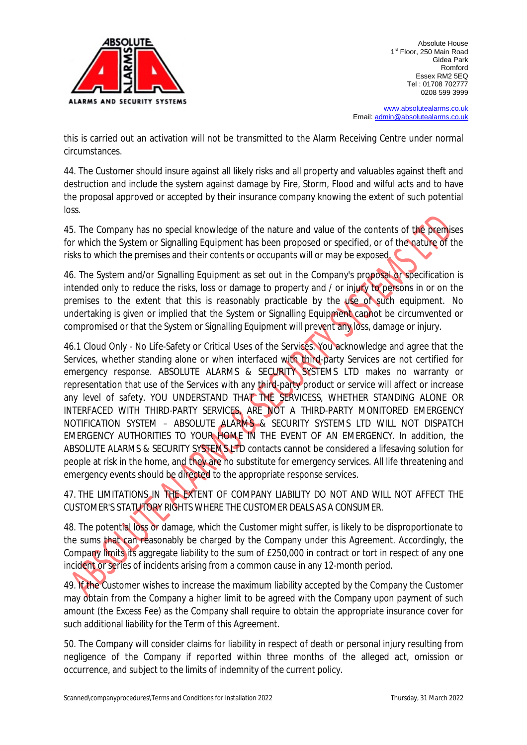this is carried out an activation will not be transmitted to the Alarm Receiving Centre under normal circumstances.

44. The Customer should insure against all likely risks and all property and valuables against theft and destruction and include the system against damage by Fire, Storm, Flood and wilful acts and to have the proposal approved or accepted by their insurance company knowing the extent of such potential loss.

45. The Company has no special knowledge of the nature and value of the contents of the premises for which the System or Signalling Equipment has been proposed or specified, or of the nature of the risks to which the premises and their contents or occupants will or may be exposed.

46. The System and/or Signalling Equipment as set out in the Company's proposal or specification is intended only to reduce the risks, loss or damage to property and / or injury to persons in or on the premises to the extent that this is reasonably practicable by the use of such equipment. No undertaking is given or implied that the System or Signalling Equipment cannot be circumvented or compromised or that the System or Signalling Equipment will prevent any loss, damage or injury.

46.1 Cloud Only - No Life-Safety or Critical Uses of the Services. You acknowledge and agree that the Services, whether standing alone or when interfaced with third-party Services are not certified for emergency response. ABSOLUTE ALARMS & SECURITY SYSTEMS LTD makes no warranty or representation that use of the Services with any third-party product or service will affect or increase any level of safety. YOU UNDERSTAND THAT THE SERVICESS, WHETHER STANDING ALONE OR INTERFACED WITH THIRD-PARTY SERVICES, ARE NOT A THIRD-PARTY MONITORED EMERGENCY NOTIFICATION SYSTEM – ABSOLUTE ALARMS & SECURITY SYSTEMS LTD WILL NOT DISPATCH EMERGENCY AUTHORITIES TO YOUR HOME IN THE EVENT OF AN EMERGENCY. In addition, the ABSOLUTE ALARMS & SECURITY SYSTEMS LTD contacts cannot be considered a lifesaving solution for people at risk in the home, and they are no substitute for emergency services. All life threatening and emergency events should be directed to the appropriate response services.

47. THE LIMITATIONS IN THE EXTENT OF COMPANY LIABILITY DO NOT AND WILL NOT AFFECT THE CUSTOMER'S STATUTORY RIGHTS WHERE THE CUSTOMER DEALS AS A CONSUMER.

48. The potential loss or damage, which the Customer might suffer, is likely to be disproportionate to the sums that can reasonably be charged by the Company under this Agreement. Accordingly, the Company limits its aggregate liability to the sum of £250,000 in contract or tort in respect of any one incident or series of incidents arising from a common cause in any 12-month period.

49. If the Customer wishes to increase the maximum liability accepted by the Company the Customer may obtain from the Company a higher limit to be agreed with the Company upon payment of such amount (the Excess Fee) as the Company shall require to obtain the appropriate insurance cover for such additional liability for the Term of this Agreement.

50. The Company will consider claims for liability in respect of death or personal injury resulting from negligence of the Company if reported within three months of the alleged act, omission or occurrence, and subject to the limits of indemnity of the current policy.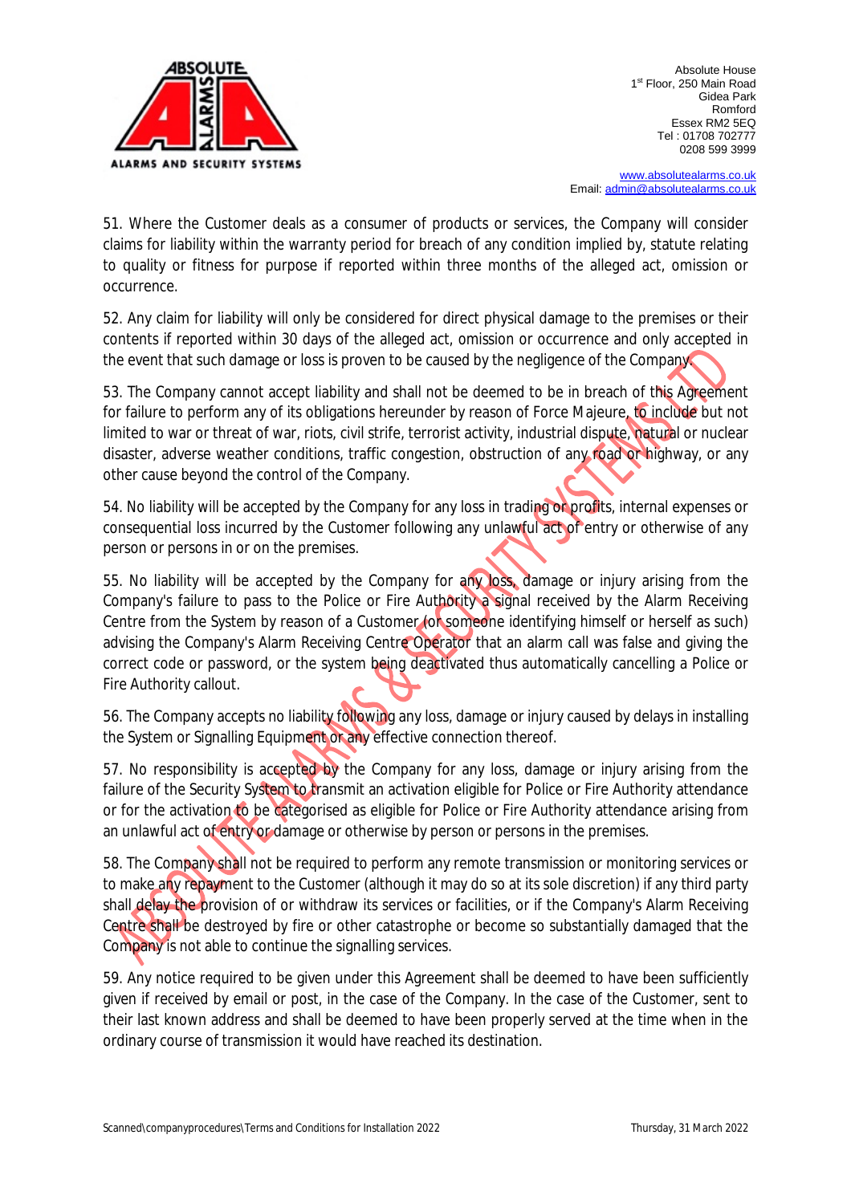51. Where the Customer deals as a consumer of products or services, the Company will consider claims for liability within the warranty period for breach of any condition implied by, statute relating to quality or fitness for purpose if reported within three months of the alleged act, omission or occurrence.

52. Any claim for liability will only be considered for direct physical damage to the premises or their contents if reported within 30 days of the alleged act, omission or occurrence and only accepted in the event that such damage or loss is proven to be caused by the negligence of the Company.

53. The Company cannot accept liability and shall not be deemed to be in breach of this Agreement for failure to perform any of its obligations hereunder by reason of Force Majeure, to include but not limited to war or threat of war, riots, civil strife, terrorist activity, industrial dispute, natural or nuclear disaster, adverse weather conditions, traffic congestion, obstruction of any road or highway, or any other cause beyond the control of the Company.

54. No liability will be accepted by the Company for any loss in trading or profits, internal expenses or consequential loss incurred by the Customer following any unlawful act of entry or otherwise of any person or persons in or on the premises.

55. No liability will be accepted by the Company for any loss, damage or injury arising from the Company's failure to pass to the Police or Fire Authority a signal received by the Alarm Receiving Centre from the System by reason of a Customer (or someone identifying himself or herself as such) advising the Company's Alarm Receiving Centre Operator that an alarm call was false and giving the correct code or password, or the system being deactivated thus automatically cancelling a Police or Fire Authority callout.

56. The Company accepts no liability following any loss, damage or injury caused by delays in installing the System or Signalling Equipment or any effective connection thereof.

57. No responsibility is accepted by the Company for any loss, damage or injury arising from the failure of the Security System to transmit an activation eligible for Police or Fire Authority attendance or for the activation to be categorised as eligible for Police or Fire Authority attendance arising from an unlawful act of entry or damage or otherwise by person or persons in the premises.

58. The Company shall not be required to perform any remote transmission or monitoring services or to make any repayment to the Customer (although it may do so at its sole discretion) if any third party shall delay the provision of or withdraw its services or facilities, or if the Company's Alarm Receiving Centre shall be destroyed by fire or other catastrophe or become so substantially damaged that the Company is not able to continue the signalling services.

59. Any notice required to be given under this Agreement shall be deemed to have been sufficiently given if received by email or post, in the case of the Company. In the case of the Customer, sent to their last known address and shall be deemed to have been properly served at the time when in the ordinary course of transmission it would have reached its destination.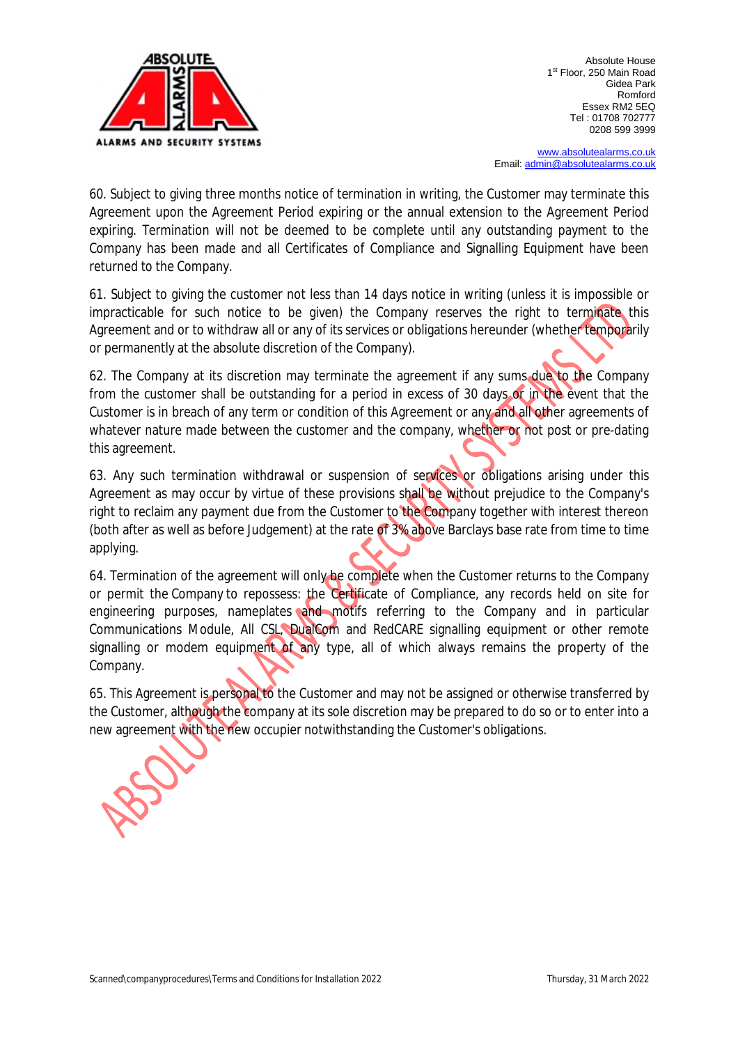60. Subject to giving three months notice of termination in writing, the Customer may terminate this Agreement upon the Agreement Period expiring or the annual extension to the Agreement Period expiring. Termination will not be deemed to be complete until any outstanding payment to the Company has been made and all Certificates of Compliance and Signalling Equipment have been returned to the Company.

61. Subject to giving the customer not less than 14 days notice in writing (unless it is impossible or impracticable for such notice to be given) the Company reserves the right to terminate this Agreement and or to withdraw all or any of its services or obligations hereunder (whether temporarily or permanently at the absolute discretion of the Company).

62. The Company at its discretion may terminate the agreement if any sums due to the Company from the customer shall be outstanding for a period in excess of 30 days or in the event that the Customer is in breach of any term or condition of this Agreement or any and all other agreements of whatever nature made between the customer and the company, whether or not post or pre-dating this agreement.

63. Any such termination withdrawal or suspension of services or obligations arising under this Agreement as may occur by virtue of these provisions shall be without prejudice to the Company's right to reclaim any payment due from the Customer to the Company together with interest thereon (both after as well as before Judgement) at the rate of 3% above Barclays base rate from time to time applying.

64. Termination of the agreement will only be complete when the Customer returns to the Company or permit the Company to repossess: the Certificate of Compliance, any records held on site for engineering purposes, nameplates and motifs referring to the Company and in particular Communications Module, All CSL, DualCom and RedCARE signalling equipment or other remote signalling or modem equipment of any type, all of which always remains the property of the Company.

65. This Agreement is personal to the Customer and may not be assigned or otherwise transferred by the Customer, although the company at its sole discretion may be prepared to do so or to enter into a new agreement with the new occupier notwithstanding the Customer's obligations.